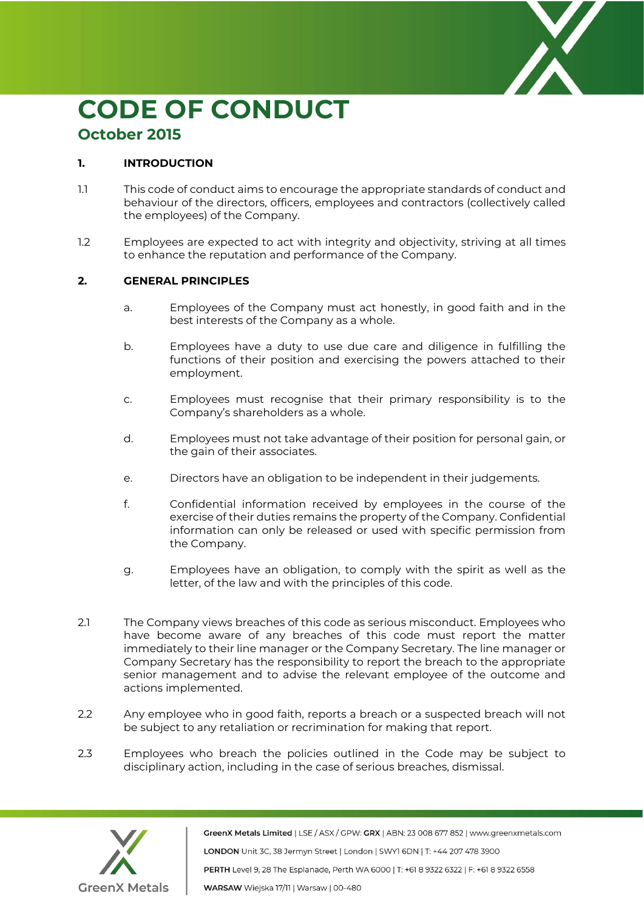# CODE OF CONDUCT

## October 2015

### 1. INTRODUCTION

1.1 This code of conduct aims to encourage the appropriate standards of conduct and behaviour of the directors, officers, employees and contractors (collectively called the employees) of the Company.

1.2 Employees are expected to act with integrity and objectivity, striving at all times to enhance the reputation and performance of the Company.

### 2. GENERAL PRINCIPLES

a. Employees of the Company must act honestly, in good faith and in the best interests of the Company as a whole.

b. Employees have a duty to use due care and diligence in fulfilling the functions of their position and exercising the powers attached to their employment.

c. Employees must recognise that their primary responsibility is to the Company's shareholders as a whole.

d. Employees must not take advantage of their position for personal gain, or the gain of their associates.

e. Directors have an obligation to be independent in their judgements.

f. Confidential information received by employees in the course of the exercise of their duties remains the property of the Company. Confidential information can only be released or used with specific permission from the Company.

g. Employees have an obligation, to comply with the spirit as well as the letter, of the law and with the principles of this code.

2.1 The Company views breaches of this code as serious misconduct. Employees who have become aware of any breaches of this code must report the matter immediately to their line manager or the Company Secretary. The line manager or Company Secretary has the responsibility to report the breach to the appropriate senior management and to advise the relevant employee of the outcome and actions implemented.

2.2 Any employee who in good faith, reports a breach or a suspected breach will not be subject to any retaliation or recrimination for making that report.

2.3 Employees who breach the policies outlined in the Code may be subject to disciplinary action, including in the case of serious breaches, dismissal.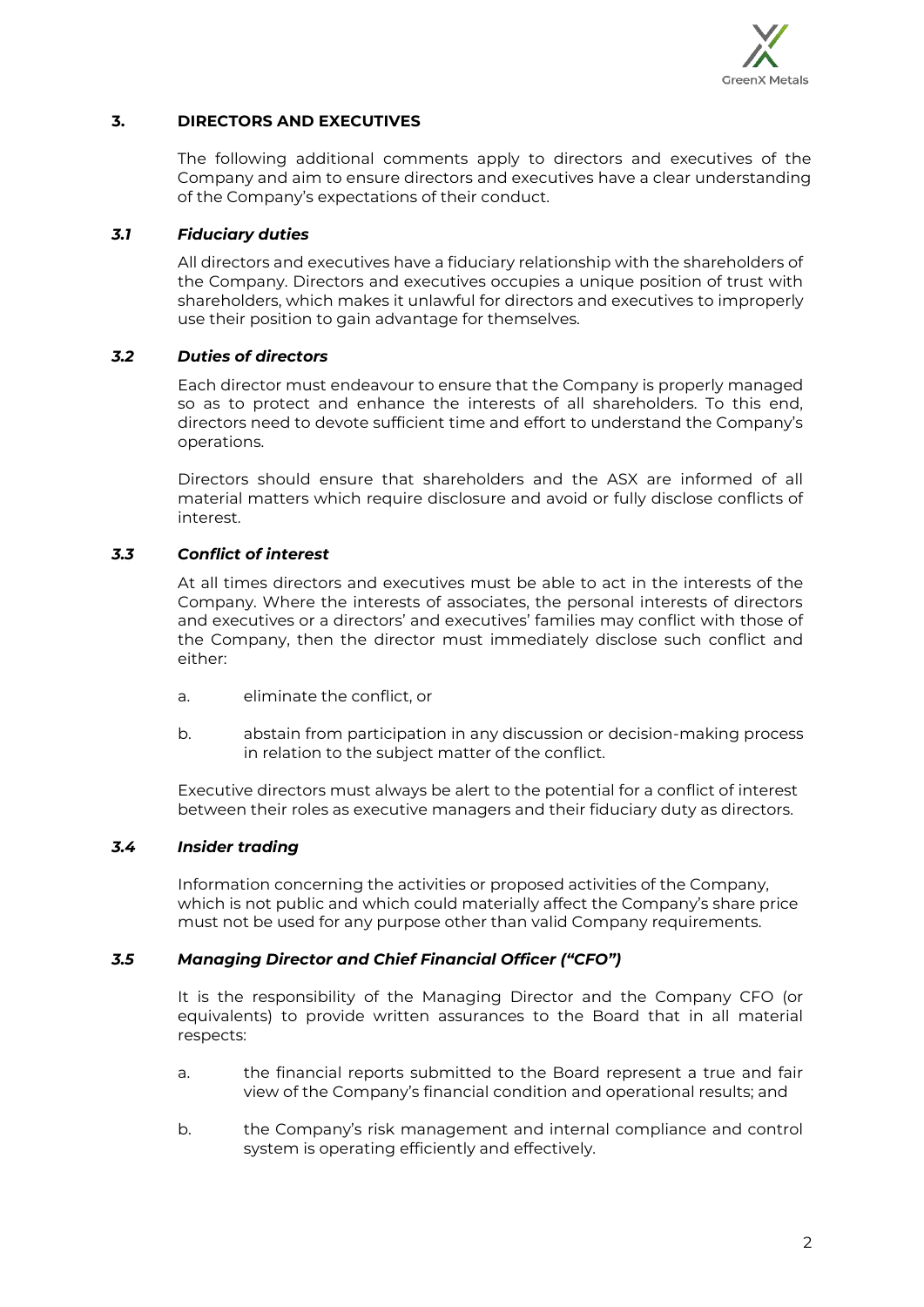## 3. DIRECTORS AND EXECUTIVES

The following additional comments apply to directors and executives of the Company and aim to ensure directors and executives have a clear understanding of the Company's expectations of their conduct.

### *3.1 Fiduciary duties*

All directors and executives have a fiduciary relationship with the shareholders of the Company. Directors and executives occupies a unique position of trust with shareholders, which makes it unlawful for directors and executives to improperly use their position to gain advantage for themselves.

### *3.2 Duties of directors*

Each director must endeavour to ensure that the Company is properly managed so as to protect and enhance the interests of all shareholders. To this end, directors need to devote sufficient time and effort to understand the Company's operations.

Directors should ensure that shareholders and the ASX are informed of all material matters which require disclosure and avoid or fully disclose conflicts of interest.

### *3.3 Conflict of interest*

At all times directors and executives must be able to act in the interests of the Company. Where the interests of associates, the personal interests of directors and executives or a directors' and executives' families may conflict with those of the Company, then the director must immediately disclose such conflict and either:

a. eliminate the conflict, or

b. abstain from participation in any discussion or decision-making process in relation to the subject matter of the conflict.

Executive directors must always be alert to the potential for a conflict of interest between their roles as executive managers and their fiduciary duty as directors.

### *3.4 Insider trading*

Information concerning the activities or proposed activities of the Company, which is not public and which could materially affect the Company's share price must not be used for any purpose other than valid Company requirements.

### *3.5 Managing Director and Chief Financial Officer ("CFO")*

It is the responsibility of the Managing Director and the Company CFO (or equivalents) to provide written assurances to the Board that in all material respects:

a. the financial reports submitted to the Board represent a true and fair view of the Company's financial condition and operational results; and

b. the Company's risk management and internal compliance and control system is operating efficiently and effectively.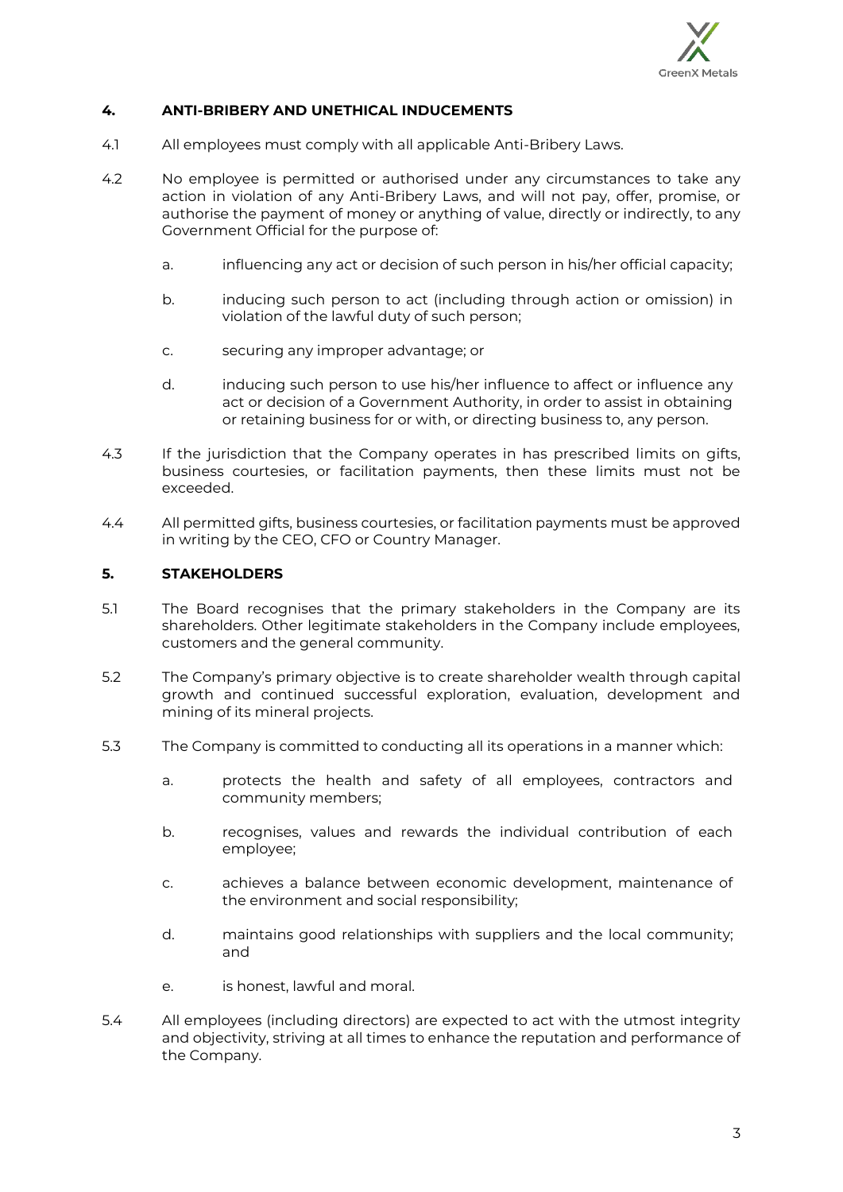## 4. ANTI-BRIBERY AND UNETHICAL INDUCEMENTS

4.1 All employees must comply with all applicable Anti-Bribery Laws.

4.2 No employee is permitted or authorised under any circumstances to take any action in violation of any Anti-Bribery Laws, and will not pay, offer, promise, or authorise the payment of money or anything of value, directly or indirectly, to any Government Official for the purpose of:

a. influencing any act or decision of such person in his/her official capacity;

b. inducing such person to act (including through action or omission) in violation of the lawful duty of such person;

c. securing any improper advantage; or

d. inducing such person to use his/her influence to affect or influence any act or decision of a Government Authority, in order to assist in obtaining or retaining business for or with, or directing business to, any person.

4.3 If the jurisdiction that the Company operates in has prescribed limits on gifts, business courtesies, or facilitation payments, then these limits must not be exceeded.

4.4 All permitted gifts, business courtesies, or facilitation payments must be approved in writing by the CEO, CFO or Country Manager.

## 5. STAKEHOLDERS

5.1 The Board recognises that the primary stakeholders in the Company are its shareholders. Other legitimate stakeholders in the Company include employees, customers and the general community.

5.2 The Company's primary objective is to create shareholder wealth through capital growth and continued successful exploration, evaluation, development and mining of its mineral projects.

5.3 The Company is committed to conducting all its operations in a manner which:

a. protects the health and safety of all employees, contractors and community members;

b. recognises, values and rewards the individual contribution of each employee;

c. achieves a balance between economic development, maintenance of the environment and social responsibility;

d. maintains good relationships with suppliers and the local community; and

e. is honest, lawful and moral.

5.4 All employees (including directors) are expected to act with the utmost integrity and objectivity, striving at all times to enhance the reputation and performance of the Company.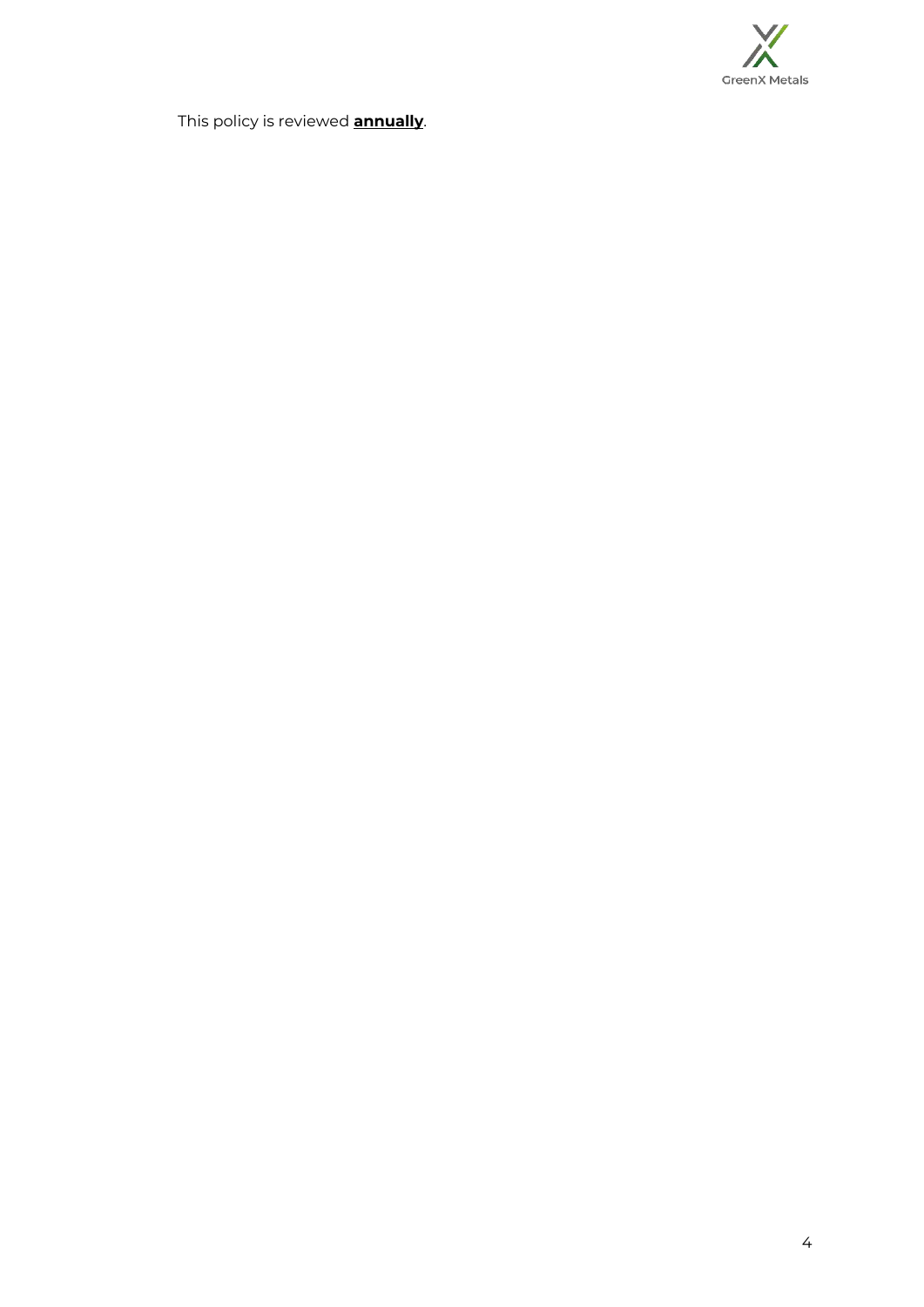This policy is reviewed **annually**.